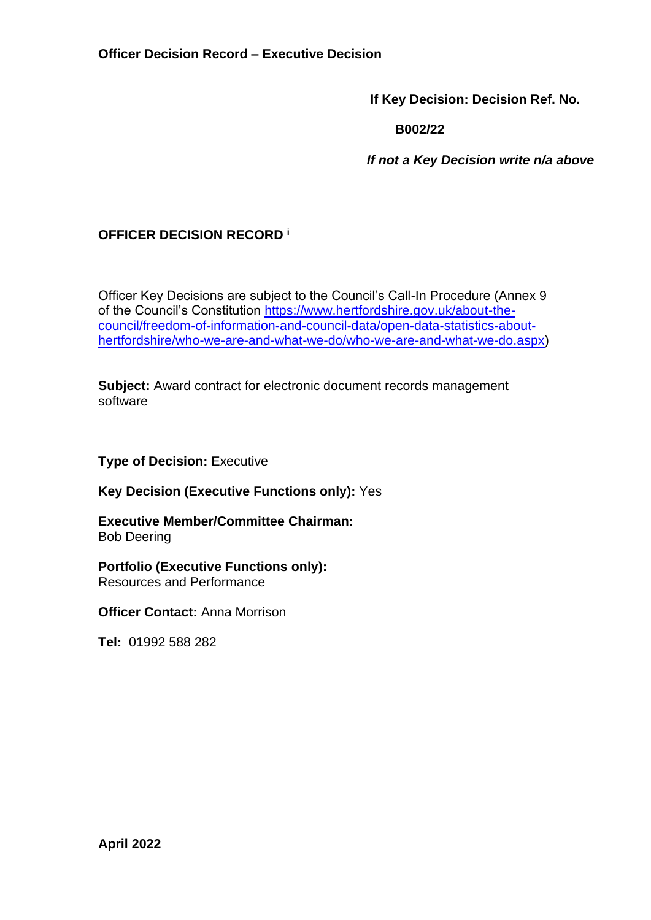**Officer Decision Record – Executive Decision**

**If Key Decision: Decision Ref. No.**

**B002/22**

***If not a Key Decision write n/a above***

**OFFICER DECISION RECORD** [i]

Officer Key Decisions are subject to the Council's Call-In Procedure (Annex 9 of the Council's Constitution https://www.hertfordshire.gov.uk/about-the-council/freedom-of-information-and-council-data/open-data-statistics-about-hertfordshire/who-we-are-and-what-we-do/who-we-are-and-what-we-do.aspx)

**Subject:** Award contract for electronic document records management software

**Type of Decision:** Executive

**Key Decision (Executive Functions only):** Yes

**Executive Member/Committee Chairman:**
Bob Deering

**Portfolio (Executive Functions only):**
Resources and Performance

**Officer Contact:** Anna Morrison

**Tel:** 01992 588 282

**April 2022**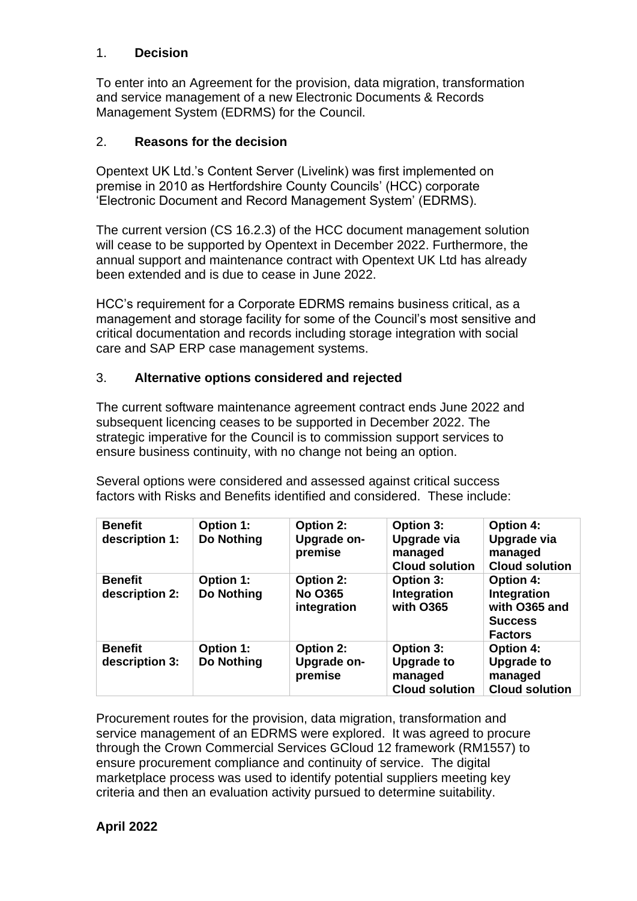## 1. **Decision**

To enter into an Agreement for the provision, data migration, transformation and service management of a new Electronic Documents & Records Management System (EDRMS) for the Council.

## 2. **Reasons for the decision**

Opentext UK Ltd.'s Content Server (Livelink) was first implemented on premise in 2010 as Hertfordshire County Councils' (HCC) corporate 'Electronic Document and Record Management System' (EDRMS).

The current version (CS 16.2.3) of the HCC document management solution will cease to be supported by Opentext in December 2022. Furthermore, the annual support and maintenance contract with Opentext UK Ltd has already been extended and is due to cease in June 2022.

HCC's requirement for a Corporate EDRMS remains business critical, as a management and storage facility for some of the Council's most sensitive and critical documentation and records including storage integration with social care and SAP ERP case management systems.

## 3. **Alternative options considered and rejected**

The current software maintenance agreement contract ends June 2022 and subsequent licencing ceases to be supported in December 2022. The strategic imperative for the Council is to commission support services to ensure business continuity, with no change not being an option.

Several options were considered and assessed against critical success factors with Risks and Benefits identified and considered. These include:

| **Benefit description 1:** | **Option 1: Do Nothing** | **Option 2: Upgrade on-premise** | **Option 3: Upgrade via managed Cloud solution** | **Option 4: Upgrade via managed Cloud solution** |
|---|---|---|---|---|
| **Benefit description 2:** | **Option 1: Do Nothing** | **Option 2: No O365 integration** | **Option 3: Integration with O365** | **Option 4: Integration with O365 and Success Factors** |
| **Benefit description 3:** | **Option 1: Do Nothing** | **Option 2: Upgrade on-premise** | **Option 3: Upgrade to managed Cloud solution** | **Option 4: Upgrade to managed Cloud solution** |

Procurement routes for the provision, data migration, transformation and service management of an EDRMS were explored. It was agreed to procure through the Crown Commercial Services GCloud 12 framework (RM1557) to ensure procurement compliance and continuity of service. The digital marketplace process was used to identify potential suppliers meeting key criteria and then an evaluation activity pursued to determine suitability.

**April 2022**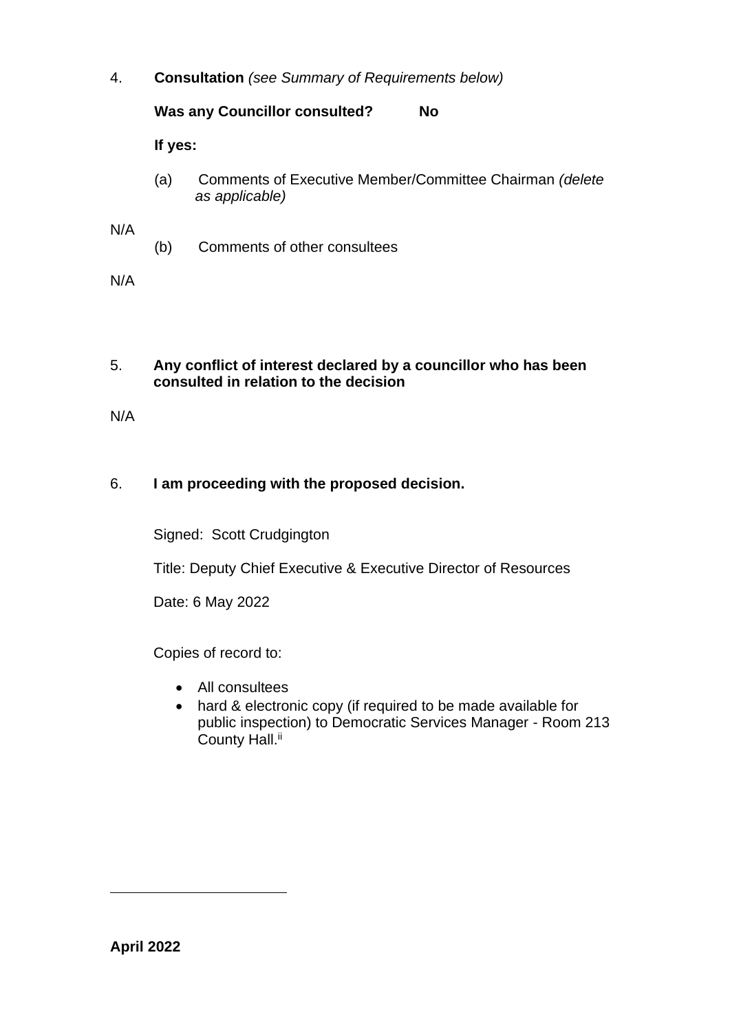4. **Consultation** *(see Summary of Requirements below)*

**Was any Councillor consulted? No**

**If yes:**

(a) Comments of Executive Member/Committee Chairman *(delete as applicable)*

N/A

(b) Comments of other consultees

N/A

5. **Any conflict of interest declared by a councillor who has been consulted in relation to the decision**

N/A

6. **I am proceeding with the proposed decision.**

Signed: Scott Crudgington

Title: Deputy Chief Executive & Executive Director of Resources

Date: 6 May 2022

Copies of record to:

- All consultees
- hard & electronic copy (if required to be made available for public inspection) to Democratic Services Manager - Room 213 County Hall.[ii]

**April 2022**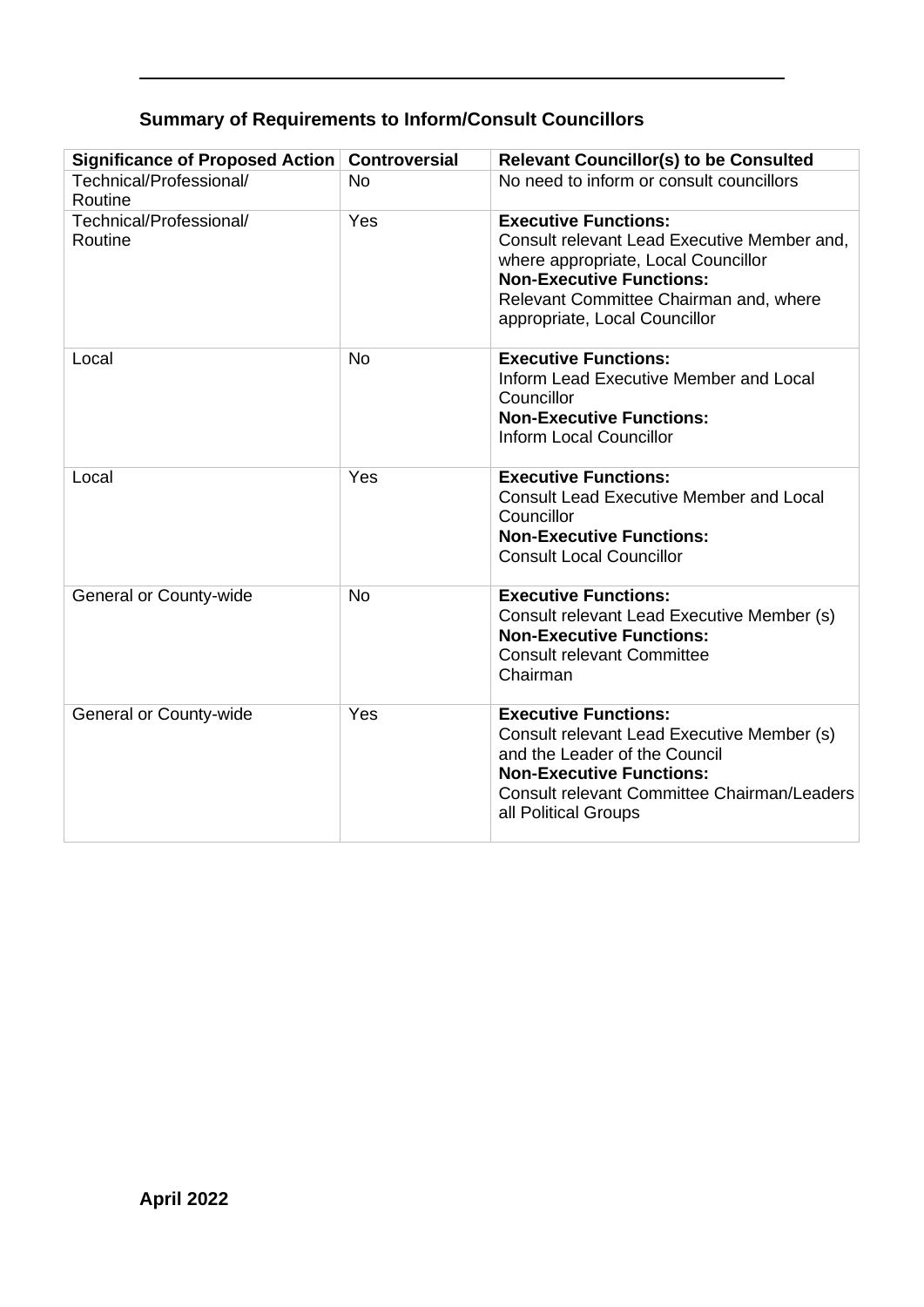## Summary of Requirements to Inform/Consult Councillors

| Significance of Proposed Action | Controversial | Relevant Councillor(s) to be Consulted |
|---|---|---|
| Technical/Professional/ Routine | No | No need to inform or consult councillors |
| Technical/Professional/ Routine | Yes | **Executive Functions:** Consult relevant Lead Executive Member and, where appropriate, Local Councillor **Non-Executive Functions:** Relevant Committee Chairman and, where appropriate, Local Councillor |
| Local | No | **Executive Functions:** Inform Lead Executive Member and Local Councillor **Non-Executive Functions:** Inform Local Councillor |
| Local | Yes | **Executive Functions:** Consult Lead Executive Member and Local Councillor **Non-Executive Functions:** Consult Local Councillor |
| General or County-wide | No | **Executive Functions:** Consult relevant Lead Executive Member (s) **Non-Executive Functions:** Consult relevant Committee Chairman |
| General or County-wide | Yes | **Executive Functions:** Consult relevant Lead Executive Member (s) and the Leader of the Council **Non-Executive Functions:** Consult relevant Committee Chairman/Leaders all Political Groups |

**April 2022**